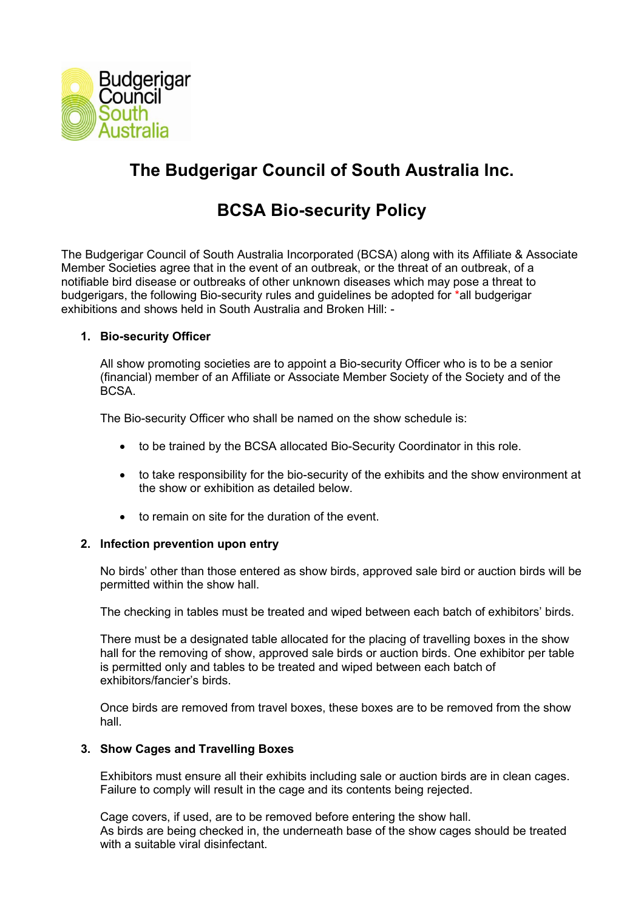Budgerigar Council South Australia

# The Budgerigar Council of South Australia Inc.

## BCSA Bio-security Policy

The Budgerigar Council of South Australia Incorporated (BCSA) along with its Affiliate & Associate Member Societies agree that in the event of an outbreak, or the threat of an outbreak, of a notifiable bird disease or outbreaks of other unknown diseases which may pose a threat to budgerigars, the following Bio-security rules and guidelines be adopted for *all budgerigar exhibitions and shows held in South Australia and Broken Hill: -

### 1. Bio-security Officer

All show promoting societies are to appoint a Bio-security Officer who is to be a senior (financial) member of an Affiliate or Associate Member Society of the Society and of the BCSA.

The Bio-security Officer who shall be named on the show schedule is:

- to be trained by the BCSA allocated Bio-Security Coordinator in this role.
- to take responsibility for the bio-security of the exhibits and the show environment at the show or exhibition as detailed below.
- to remain on site for the duration of the event.

### 2. Infection prevention upon entry

No birds' other than those entered as show birds, approved sale bird or auction birds will be permitted within the show hall.

The checking in tables must be treated and wiped between each batch of exhibitors' birds.

There must be a designated table allocated for the placing of travelling boxes in the show hall for the removing of show, approved sale birds or auction birds. One exhibitor per table is permitted only and tables to be treated and wiped between each batch of exhibitors/fancier's birds.

Once birds are removed from travel boxes, these boxes are to be removed from the show hall.

### 3. Show Cages and Travelling Boxes

Exhibitors must ensure all their exhibits including sale or auction birds are in clean cages. Failure to comply will result in the cage and its contents being rejected.

Cage covers, if used, are to be removed before entering the show hall.
As birds are being checked in, the underneath base of the show cages should be treated with a suitable viral disinfectant.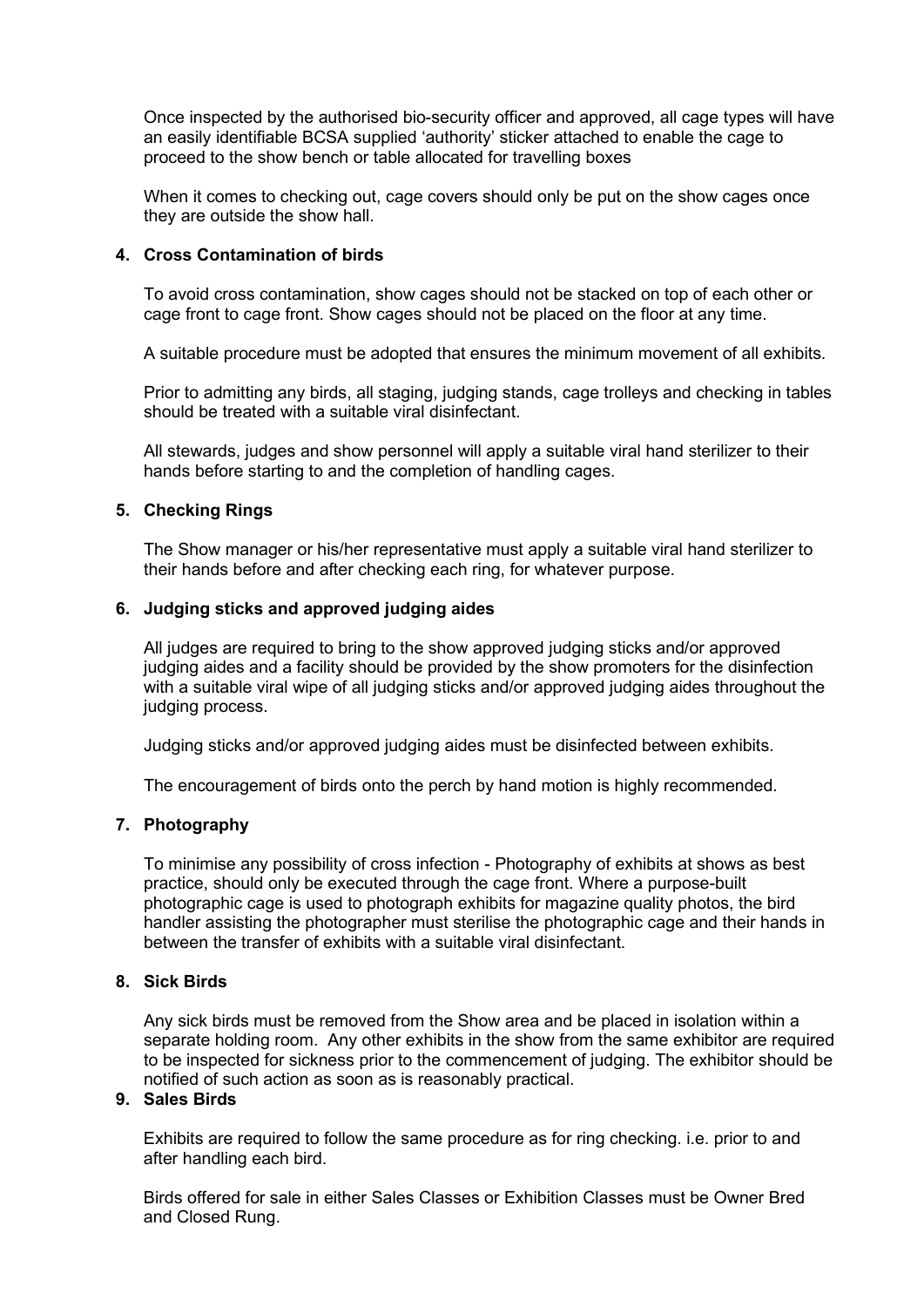Once inspected by the authorised bio-security officer and approved, all cage types will have an easily identifiable BCSA supplied 'authority' sticker attached to enable the cage to proceed to the show bench or table allocated for travelling boxes

When it comes to checking out, cage covers should only be put on the show cages once they are outside the show hall.

**4. Cross Contamination of birds**

To avoid cross contamination, show cages should not be stacked on top of each other or cage front to cage front. Show cages should not be placed on the floor at any time.

A suitable procedure must be adopted that ensures the minimum movement of all exhibits.

Prior to admitting any birds, all staging, judging stands, cage trolleys and checking in tables should be treated with a suitable viral disinfectant.

All stewards, judges and show personnel will apply a suitable viral hand sterilizer to their hands before starting to and the completion of handling cages.

**5. Checking Rings**

The Show manager or his/her representative must apply a suitable viral hand sterilizer to their hands before and after checking each ring, for whatever purpose.

**6. Judging sticks and approved judging aides**

All judges are required to bring to the show approved judging sticks and/or approved judging aides and a facility should be provided by the show promoters for the disinfection with a suitable viral wipe of all judging sticks and/or approved judging aides throughout the judging process.

Judging sticks and/or approved judging aides must be disinfected between exhibits.

The encouragement of birds onto the perch by hand motion is highly recommended.

**7. Photography**

To minimise any possibility of cross infection - Photography of exhibits at shows as best practice, should only be executed through the cage front. Where a purpose-built photographic cage is used to photograph exhibits for magazine quality photos, the bird handler assisting the photographer must sterilise the photographic cage and their hands in between the transfer of exhibits with a suitable viral disinfectant.

**8. Sick Birds**

Any sick birds must be removed from the Show area and be placed in isolation within a separate holding room. Any other exhibits in the show from the same exhibitor are required to be inspected for sickness prior to the commencement of judging. The exhibitor should be notified of such action as soon as is reasonably practical.

**9. Sales Birds**

Exhibits are required to follow the same procedure as for ring checking. i.e. prior to and after handling each bird.

Birds offered for sale in either Sales Classes or Exhibition Classes must be Owner Bred and Closed Rung.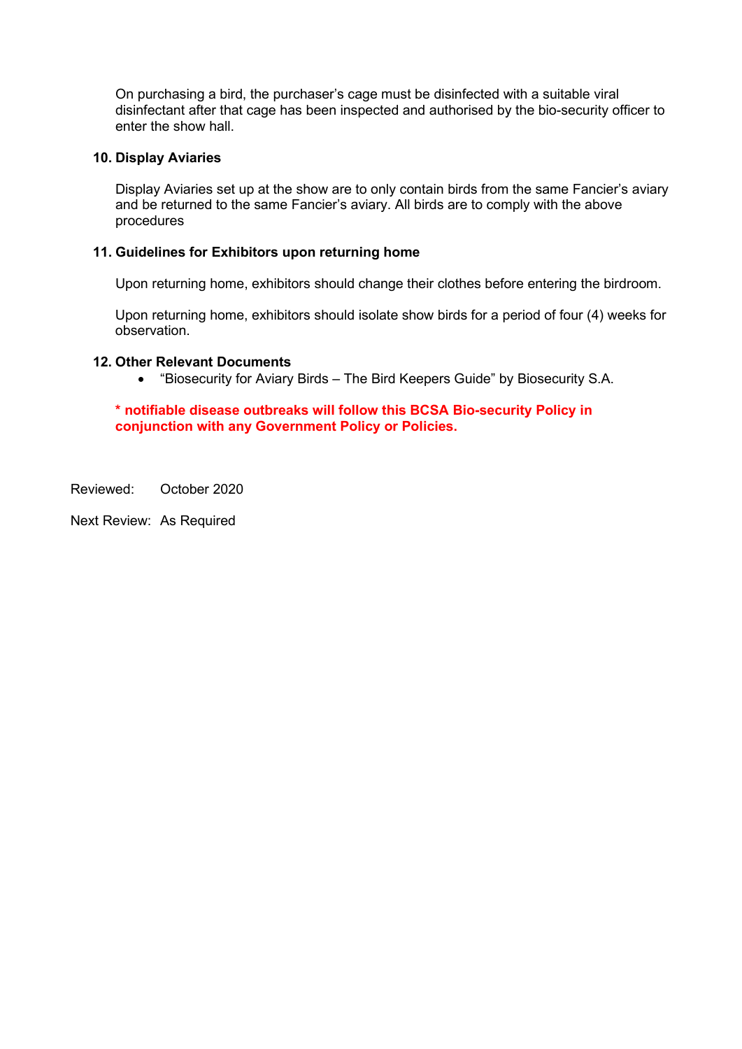On purchasing a bird, the purchaser's cage must be disinfected with a suitable viral disinfectant after that cage has been inspected and authorised by the bio-security officer to enter the show hall.

**10. Display Aviaries**

Display Aviaries set up at the show are to only contain birds from the same Fancier's aviary and be returned to the same Fancier's aviary. All birds are to comply with the above procedures

**11. Guidelines for Exhibitors upon returning home**

Upon returning home, exhibitors should change their clothes before entering the birdroom.

Upon returning home, exhibitors should isolate show birds for a period of four (4) weeks for observation.

**12. Other Relevant Documents**

- "Biosecurity for Aviary Birds – The Bird Keepers Guide" by Biosecurity S.A.

**\* notifiable disease outbreaks will follow this BCSA Bio-security Policy in conjunction with any Government Policy or Policies.**

Reviewed: October 2020

Next Review: As Required